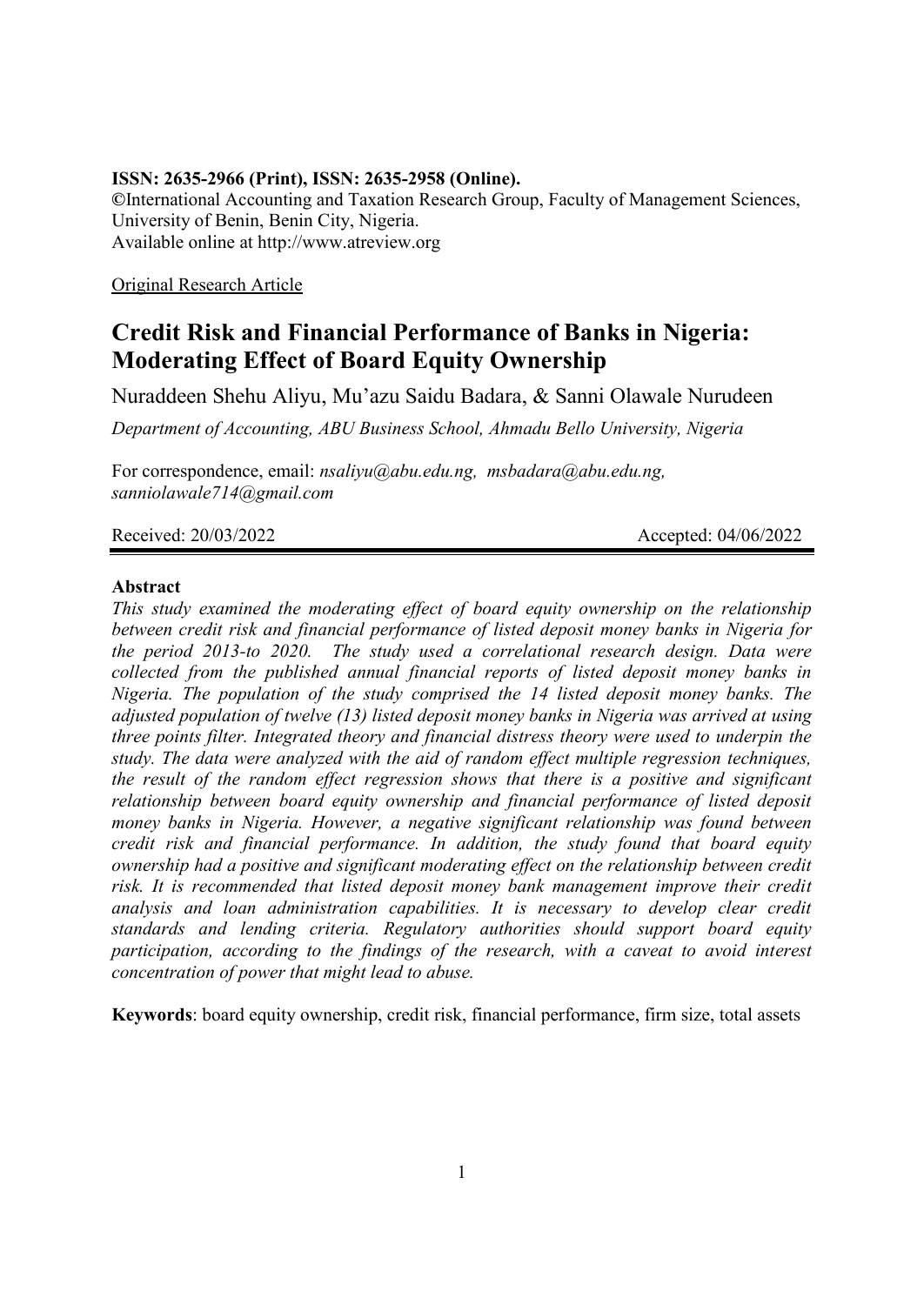**ISSN: 2635-2966 (Print), ISSN: 2635-2958 (Online).**
**©**International Accounting and Taxation Research Group, Faculty of Management Sciences, University of Benin, Benin City, Nigeria.
Available online at http://www.atreview.org

Original Research Article

# Credit Risk and Financial Performance of Banks in Nigeria: Moderating Effect of Board Equity Ownership

Nuraddeen Shehu Aliyu, Mu'azu Saidu Badara, & Sanni Olawale Nurudeen

*Department of Accounting, ABU Business School, Ahmadu Bello University, Nigeria*

For correspondence, email: *nsaliyu@abu.edu.ng, msbadara@abu.edu.ng, sanniolawale714@gmail.com*

Received: 20/03/2022 Accepted: 04/06/2022

**Abstract**

*This study examined the moderating effect of board equity ownership on the relationship between credit risk and financial performance of listed deposit money banks in Nigeria for the period 2013-to 2020. The study used a correlational research design. Data were collected from the published annual financial reports of listed deposit money banks in Nigeria. The population of the study comprised the 14 listed deposit money banks. The adjusted population of twelve (13) listed deposit money banks in Nigeria was arrived at using three points filter. Integrated theory and financial distress theory were used to underpin the study. The data were analyzed with the aid of random effect multiple regression techniques, the result of the random effect regression shows that there is a positive and significant relationship between board equity ownership and financial performance of listed deposit money banks in Nigeria. However, a negative significant relationship was found between credit risk and financial performance. In addition, the study found that board equity ownership had a positive and significant moderating effect on the relationship between credit risk. It is recommended that listed deposit money bank management improve their credit analysis and loan administration capabilities. It is necessary to develop clear credit standards and lending criteria. Regulatory authorities should support board equity participation, according to the findings of the research, with a caveat to avoid interest concentration of power that might lead to abuse.*

**Keywords**: board equity ownership, credit risk, financial performance, firm size, total assets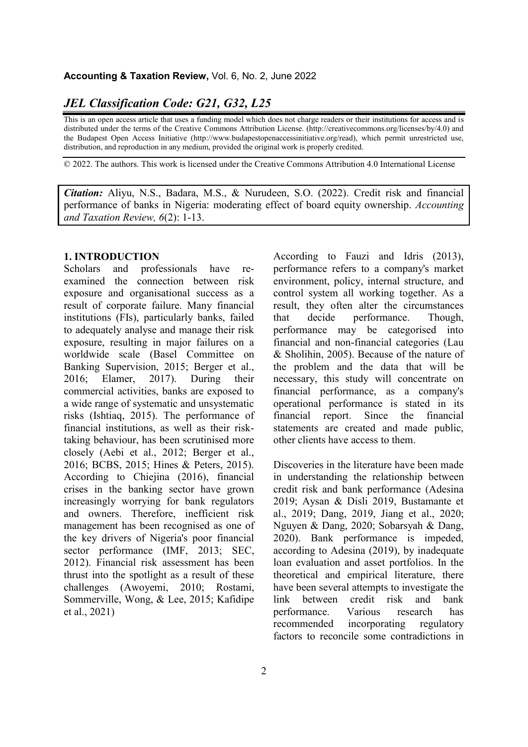*JEL Classification Code: G21, G32, L25*

This is an open access article that uses a funding model which does not charge readers or their institutions for access and is distributed under the terms of the Creative Commons Attribution License. (http://creativecommons.org/licenses/by/4.0) and the Budapest Open Access Initiative (http://www.budapestopenaccessinitiative.org/read), which permit unrestricted use, distribution, and reproduction in any medium, provided the original work is properly credited.

© 2022. The authors. This work is licensed under the Creative Commons Attribution 4.0 International License

***Citation:*** Aliyu, N.S., Badara, M.S., & Nurudeen, S.O. (2022). Credit risk and financial performance of banks in Nigeria: moderating effect of board equity ownership. *Accounting and Taxation Review, 6*(2): 1-13.

## 1. INTRODUCTION

Scholars and professionals have re-examined the connection between risk exposure and organisational success as a result of corporate failure. Many financial institutions (FIs), particularly banks, failed to adequately analyse and manage their risk exposure, resulting in major failures on a worldwide scale (Basel Committee on Banking Supervision, 2015; Berger et al., 2016; Elamer, 2017). During their commercial activities, banks are exposed to a wide range of systematic and unsystematic risks (Ishtiaq, 2015). The performance of financial institutions, as well as their risk-taking behaviour, has been scrutinised more closely (Aebi et al., 2012; Berger et al., 2016; BCBS, 2015; Hines & Peters, 2015). According to Chiejina (2016), financial crises in the banking sector have grown increasingly worrying for bank regulators and owners. Therefore, inefficient risk management has been recognised as one of the key drivers of Nigeria's poor financial sector performance (IMF, 2013; SEC, 2012). Financial risk assessment has been thrust into the spotlight as a result of these challenges (Awoyemi, 2010; Rostami, Sommerville, Wong, & Lee, 2015; Kafidipe et al., 2021)

According to Fauzi and Idris (2013), performance refers to a company's market environment, policy, internal structure, and control system all working together. As a result, they often alter the circumstances that decide performance. Though, performance may be categorised into financial and non-financial categories (Lau & Sholihin, 2005). Because of the nature of the problem and the data that will be necessary, this study will concentrate on financial performance, as a company's operational performance is stated in its financial report. Since the financial statements are created and made public, other clients have access to them.

Discoveries in the literature have been made in understanding the relationship between credit risk and bank performance (Adesina 2019; Aysan & Disli 2019, Bustamante et al., 2019; Dang, 2019, Jiang et al., 2020; Nguyen & Dang, 2020; Sobarsyah & Dang, 2020). Bank performance is impeded, according to Adesina (2019), by inadequate loan evaluation and asset portfolios. In the theoretical and empirical literature, there have been several attempts to investigate the link between credit risk and bank performance. Various research has recommended incorporating regulatory factors to reconcile some contradictions in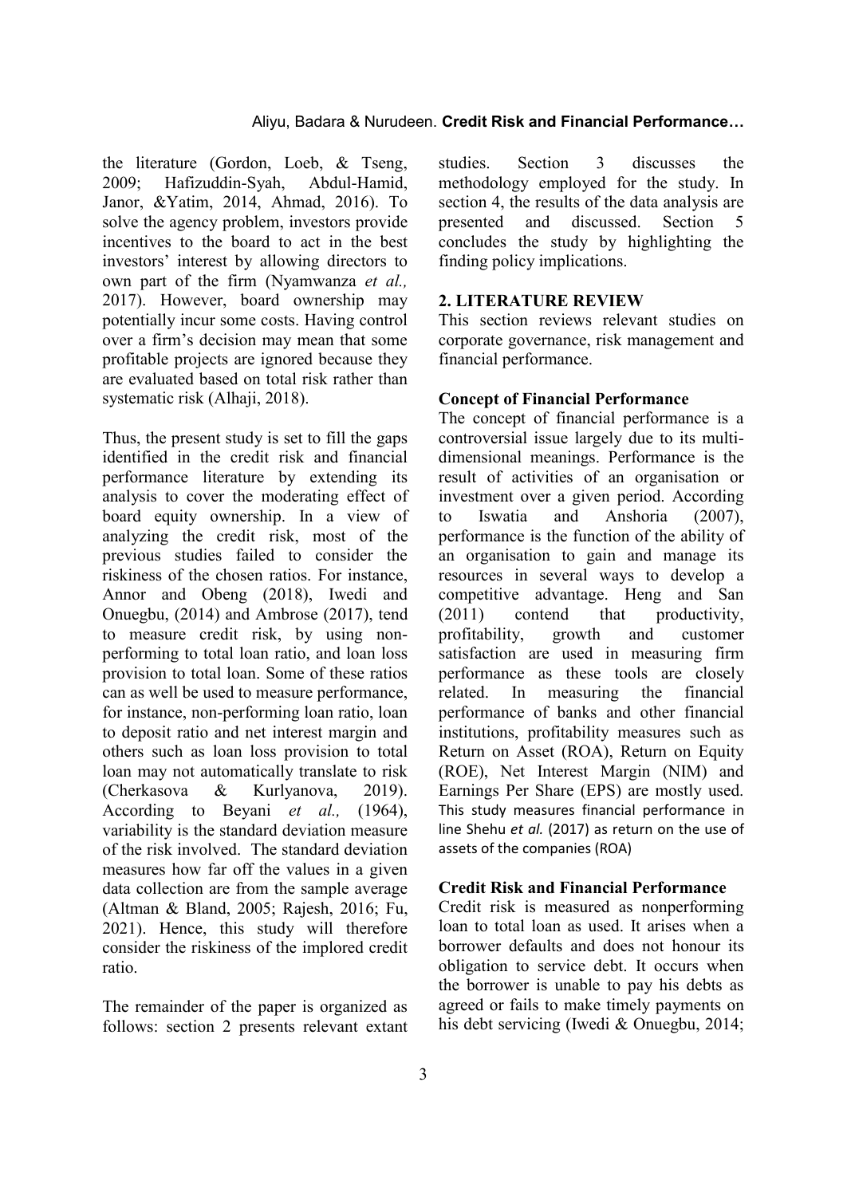the literature (Gordon, Loeb, & Tseng, 2009; Hafizuddin-Syah, Abdul-Hamid, Janor, &Yatim, 2014, Ahmad, 2016). To solve the agency problem, investors provide incentives to the board to act in the best investors' interest by allowing directors to own part of the firm (Nyamwanza *et al.,* 2017). However, board ownership may potentially incur some costs. Having control over a firm's decision may mean that some profitable projects are ignored because they are evaluated based on total risk rather than systematic risk (Alhaji, 2018).

Thus, the present study is set to fill the gaps identified in the credit risk and financial performance literature by extending its analysis to cover the moderating effect of board equity ownership. In a view of analyzing the credit risk, most of the previous studies failed to consider the riskiness of the chosen ratios. For instance, Annor and Obeng (2018), Iwedi and Onuegbu, (2014) and Ambrose (2017), tend to measure credit risk, by using non-performing to total loan ratio, and loan loss provision to total loan. Some of these ratios can as well be used to measure performance, for instance, non-performing loan ratio, loan to deposit ratio and net interest margin and others such as loan loss provision to total loan may not automatically translate to risk (Cherkasova & Kurlyanova, 2019). According to Beyani *et al.,* (1964), variability is the standard deviation measure of the risk involved. The standard deviation measures how far off the values in a given data collection are from the sample average (Altman & Bland, 2005; Rajesh, 2016; Fu, 2021). Hence, this study will therefore consider the riskiness of the implored credit ratio.

The remainder of the paper is organized as follows: section 2 presents relevant extant studies. Section 3 discusses the methodology employed for the study. In section 4, the results of the data analysis are presented and discussed. Section 5 concludes the study by highlighting the finding policy implications.

## 2. LITERATURE REVIEW

This section reviews relevant studies on corporate governance, risk management and financial performance.

### Concept of Financial Performance

The concept of financial performance is a controversial issue largely due to its multi-dimensional meanings. Performance is the result of activities of an organisation or investment over a given period. According to Iswatia and Anshoria (2007), performance is the function of the ability of an organisation to gain and manage its resources in several ways to develop a competitive advantage. Heng and San (2011) contend that productivity, profitability, growth and customer satisfaction are used in measuring firm performance as these tools are closely related. In measuring the financial performance of banks and other financial institutions, profitability measures such as Return on Asset (ROA), Return on Equity (ROE), Net Interest Margin (NIM) and Earnings Per Share (EPS) are mostly used. This study measures financial performance in line Shehu *et al.* (2017) as return on the use of assets of the companies (ROA)

### Credit Risk and Financial Performance

Credit risk is measured as nonperforming loan to total loan as used. It arises when a borrower defaults and does not honour its obligation to service debt. It occurs when the borrower is unable to pay his debts as agreed or fails to make timely payments on his debt servicing (Iwedi & Onuegbu, 2014;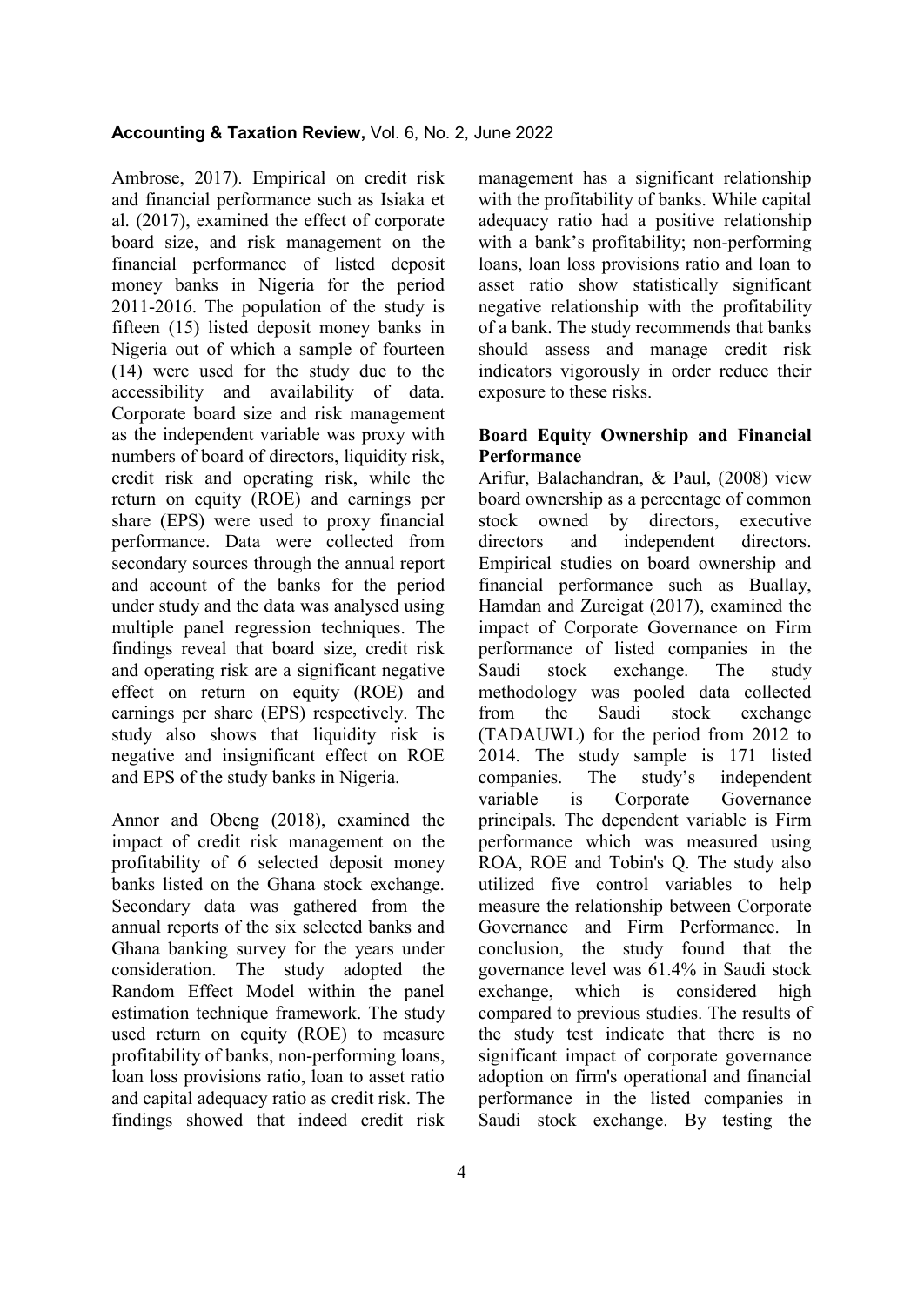Ambrose, 2017). Empirical on credit risk and financial performance such as Isiaka et al. (2017), examined the effect of corporate board size, and risk management on the financial performance of listed deposit money banks in Nigeria for the period 2011-2016. The population of the study is fifteen (15) listed deposit money banks in Nigeria out of which a sample of fourteen (14) were used for the study due to the accessibility and availability of data. Corporate board size and risk management as the independent variable was proxy with numbers of board of directors, liquidity risk, credit risk and operating risk, while the return on equity (ROE) and earnings per share (EPS) were used to proxy financial performance. Data were collected from secondary sources through the annual report and account of the banks for the period under study and the data was analysed using multiple panel regression techniques. The findings reveal that board size, credit risk and operating risk are a significant negative effect on return on equity (ROE) and earnings per share (EPS) respectively. The study also shows that liquidity risk is negative and insignificant effect on ROE and EPS of the study banks in Nigeria.

Annor and Obeng (2018), examined the impact of credit risk management on the profitability of 6 selected deposit money banks listed on the Ghana stock exchange. Secondary data was gathered from the annual reports of the six selected banks and Ghana banking survey for the years under consideration. The study adopted the Random Effect Model within the panel estimation technique framework. The study used return on equity (ROE) to measure profitability of banks, non-performing loans, loan loss provisions ratio, loan to asset ratio and capital adequacy ratio as credit risk. The findings showed that indeed credit risk management has a significant relationship with the profitability of banks. While capital adequacy ratio had a positive relationship with a bank's profitability; non-performing loans, loan loss provisions ratio and loan to asset ratio show statistically significant negative relationship with the profitability of a bank. The study recommends that banks should assess and manage credit risk indicators vigorously in order reduce their exposure to these risks.

### Board Equity Ownership and Financial Performance

Arifur, Balachandran, & Paul, (2008) view board ownership as a percentage of common stock owned by directors, executive directors and independent directors. Empirical studies on board ownership and financial performance such as Buallay, Hamdan and Zureigat (2017), examined the impact of Corporate Governance on Firm performance of listed companies in the Saudi stock exchange. The study methodology was pooled data collected from the Saudi stock exchange (TADAUWL) for the period from 2012 to 2014. The study sample is 171 listed companies. The study's independent variable is Corporate Governance principals. The dependent variable is Firm performance which was measured using ROA, ROE and Tobin's Q. The study also utilized five control variables to help measure the relationship between Corporate Governance and Firm Performance. In conclusion, the study found that the governance level was 61.4% in Saudi stock exchange, which is considered high compared to previous studies. The results of the study test indicate that there is no significant impact of corporate governance adoption on firm's operational and financial performance in the listed companies in Saudi stock exchange. By testing the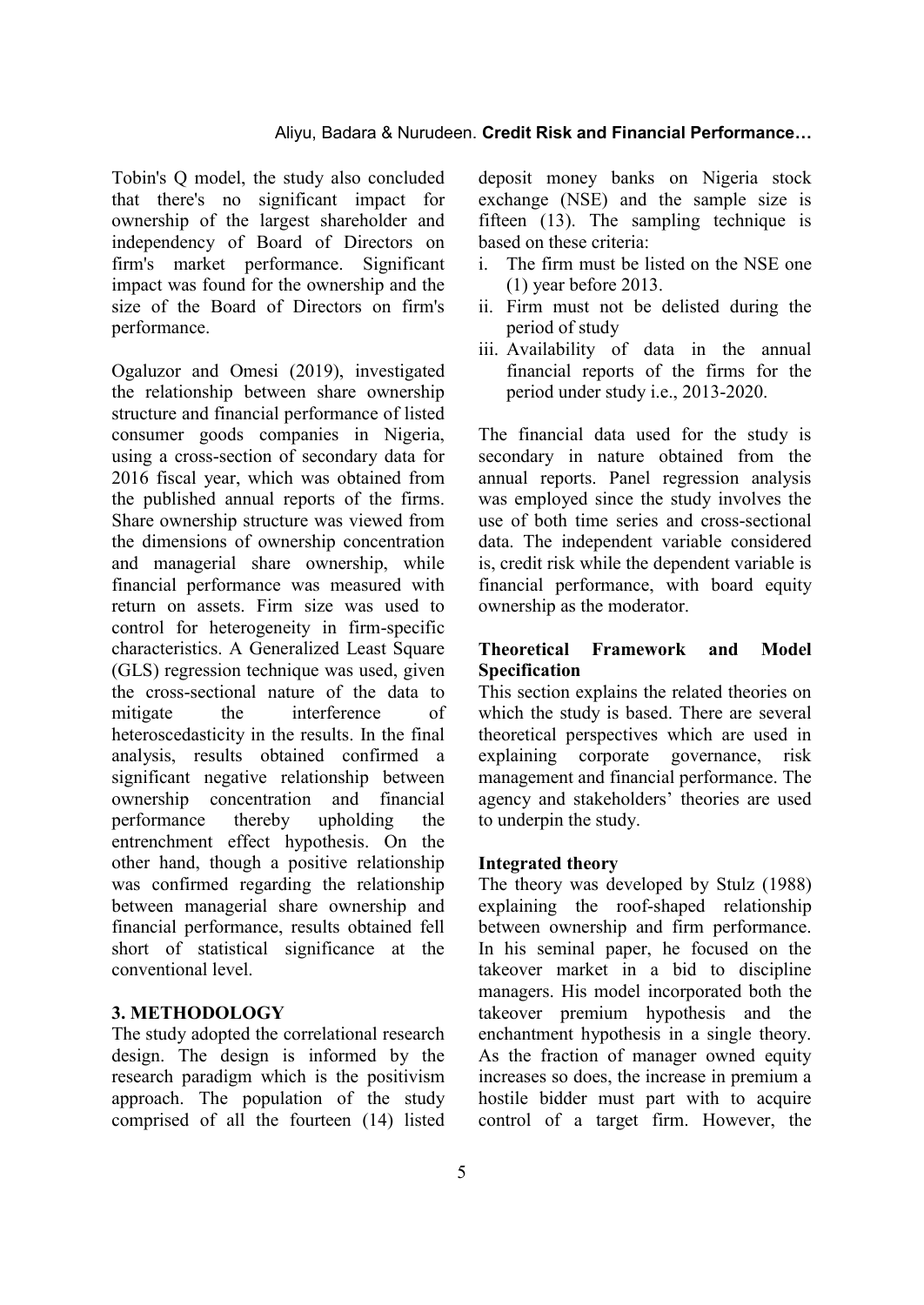Tobin's Q model, the study also concluded that there's no significant impact for ownership of the largest shareholder and independency of Board of Directors on firm's market performance. Significant impact was found for the ownership and the size of the Board of Directors on firm's performance.

Ogaluzor and Omesi (2019), investigated the relationship between share ownership structure and financial performance of listed consumer goods companies in Nigeria, using a cross-section of secondary data for 2016 fiscal year, which was obtained from the published annual reports of the firms. Share ownership structure was viewed from the dimensions of ownership concentration and managerial share ownership, while financial performance was measured with return on assets. Firm size was used to control for heterogeneity in firm-specific characteristics. A Generalized Least Square (GLS) regression technique was used, given the cross-sectional nature of the data to mitigate the interference of heteroscedasticity in the results. In the final analysis, results obtained confirmed a significant negative relationship between ownership concentration and financial performance thereby upholding the entrenchment effect hypothesis. On the other hand, though a positive relationship was confirmed regarding the relationship between managerial share ownership and financial performance, results obtained fell short of statistical significance at the conventional level.

## 3. METHODOLOGY

The study adopted the correlational research design. The design is informed by the research paradigm which is the positivism approach. The population of the study comprised of all the fourteen (14) listed deposit money banks on Nigeria stock exchange (NSE) and the sample size is fifteen (13). The sampling technique is based on these criteria:

i. The firm must be listed on the NSE one (1) year before 2013.
ii. Firm must not be delisted during the period of study
iii. Availability of data in the annual financial reports of the firms for the period under study i.e., 2013-2020.

The financial data used for the study is secondary in nature obtained from the annual reports. Panel regression analysis was employed since the study involves the use of both time series and cross-sectional data. The independent variable considered is, credit risk while the dependent variable is financial performance, with board equity ownership as the moderator.

### Theoretical Framework and Model Specification

This section explains the related theories on which the study is based. There are several theoretical perspectives which are used in explaining corporate governance, risk management and financial performance. The agency and stakeholders' theories are used to underpin the study.

### Integrated theory

The theory was developed by Stulz (1988) explaining the roof-shaped relationship between ownership and firm performance. In his seminal paper, he focused on the takeover market in a bid to discipline managers. His model incorporated both the takeover premium hypothesis and the enchantment hypothesis in a single theory. As the fraction of manager owned equity increases so does, the increase in premium a hostile bidder must part with to acquire control of a target firm. However, the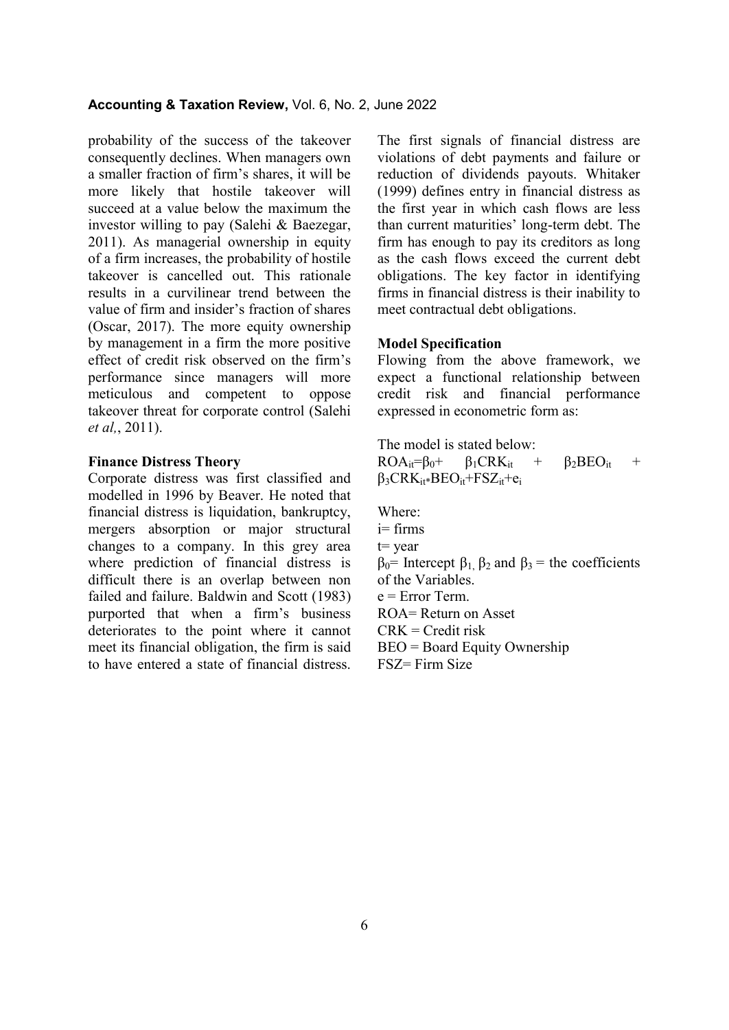probability of the success of the takeover consequently declines. When managers own a smaller fraction of firm's shares, it will be more likely that hostile takeover will succeed at a value below the maximum the investor willing to pay (Salehi & Baezegar, 2011). As managerial ownership in equity of a firm increases, the probability of hostile takeover is cancelled out. This rationale results in a curvilinear trend between the value of firm and insider's fraction of shares (Oscar, 2017). The more equity ownership by management in a firm the more positive effect of credit risk observed on the firm's performance since managers will more meticulous and competent to oppose takeover threat for corporate control (Salehi *et al,*, 2011).

**Finance Distress Theory**

Corporate distress was first classified and modelled in 1996 by Beaver. He noted that financial distress is liquidation, bankruptcy, mergers absorption or major structural changes to a company. In this grey area where prediction of financial distress is difficult there is an overlap between non failed and failure. Baldwin and Scott (1983) purported that when a firm's business deteriorates to the point where it cannot meet its financial obligation, the firm is said to have entered a state of financial distress. The first signals of financial distress are violations of debt payments and failure or reduction of dividends payouts. Whitaker (1999) defines entry in financial distress as the first year in which cash flows are less than current maturities' long-term debt. The firm has enough to pay its creditors as long as the cash flows exceed the current debt obligations. The key factor in identifying firms in financial distress is their inability to meet contractual debt obligations.

**Model Specification**

Flowing from the above framework, we expect a functional relationship between credit risk and financial performance expressed in econometric form as:

The model is stated below:

$$ROA_{it}=\beta_0+ \beta_1CRK_{it} + \beta_2BEO_{it} + \beta_3CRK_{it*}BEO_{it}+FSZ_{it}+e_i$$

Where:

i= firms

t= year

$\beta_0$= Intercept $\beta_1$, $\beta_2$ and $\beta_3$ = the coefficients of the Variables.

e = Error Term.

ROA= Return on Asset

CRK = Credit risk

BEO = Board Equity Ownership

FSZ= Firm Size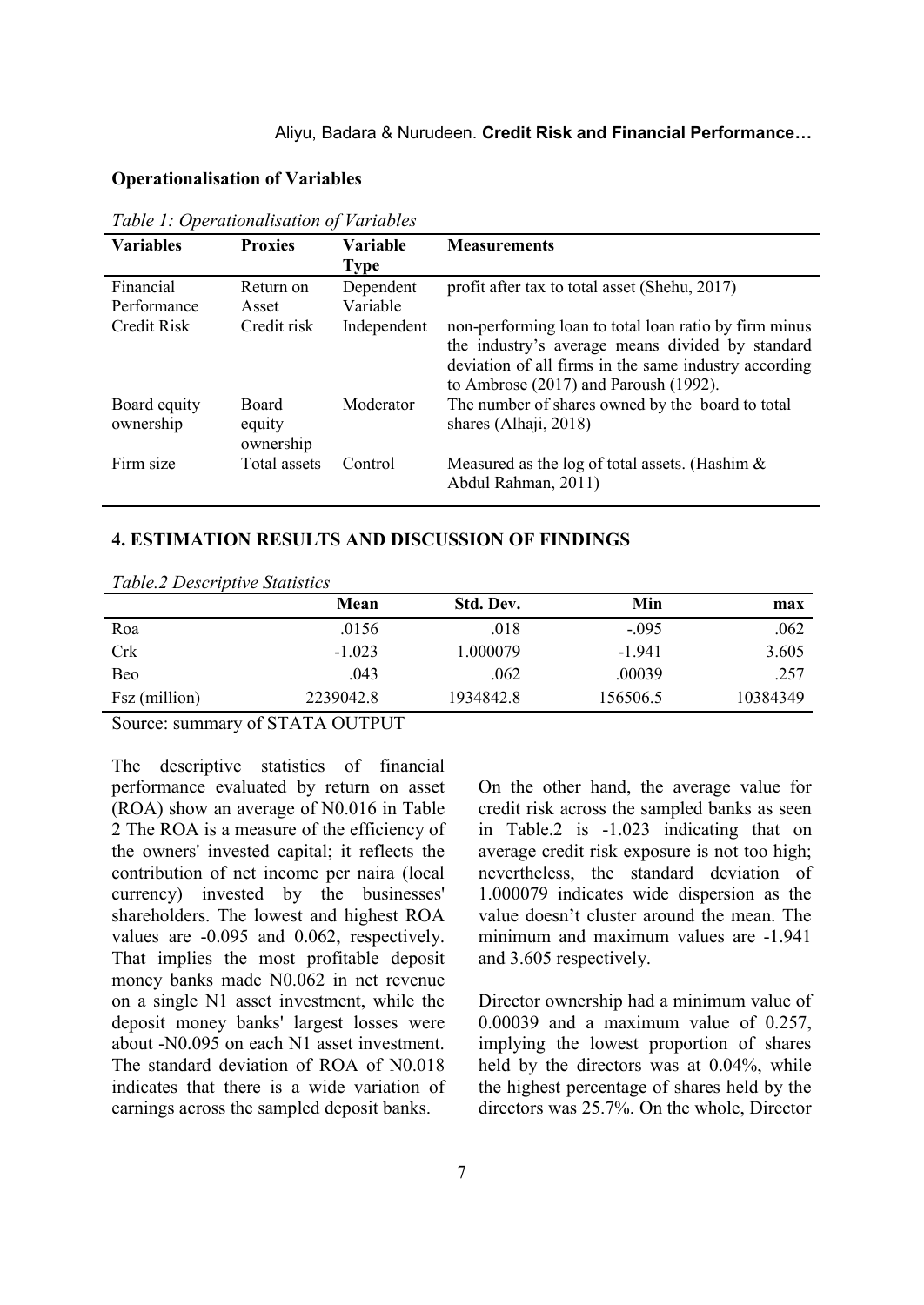**Operationalisation of Variables**

*Table 1: Operationalisation of Variables*

| Variables | Proxies | Variable Type | Measurements |
|---|---|---|---|
| Financial Performance | Return on Asset | Dependent Variable | profit after tax to total asset (Shehu, 2017) |
| Credit Risk | Credit risk | Independent | non-performing loan to total loan ratio by firm minus the industry's average means divided by standard deviation of all firms in the same industry according to Ambrose (2017) and Paroush (1992). |
| Board equity ownership | Board equity ownership | Moderator | The number of shares owned by the board to total shares (Alhaji, 2018) |
| Firm size | Total assets | Control | Measured as the log of total assets. (Hashim & Abdul Rahman, 2011) |

## 4. ESTIMATION RESULTS AND DISCUSSION OF FINDINGS

*Table.2 Descriptive Statistics*

| | Mean | Std. Dev. | Min | max |
|---|---|---|---|---|
| Roa | .0156 | .018 | -.095 | .062 |
| Crk | -1.023 | 1.000079 | -1.941 | 3.605 |
| Beo | .043 | .062 | .00039 | .257 |
| Fsz (million) | 2239042.8 | 1934842.8 | 156506.5 | 10384349 |

Source: summary of STATA OUTPUT

The descriptive statistics of financial performance evaluated by return on asset (ROA) show an average of N0.016 in Table 2 The ROA is a measure of the efficiency of the owners' invested capital; it reflects the contribution of net income per naira (local currency) invested by the businesses' shareholders. The lowest and highest ROA values are -0.095 and 0.062, respectively. That implies the most profitable deposit money banks made N0.062 in net revenue on a single N1 asset investment, while the deposit money banks' largest losses were about -N0.095 on each N1 asset investment. The standard deviation of ROA of N0.018 indicates that there is a wide variation of earnings across the sampled deposit banks.

On the other hand, the average value for credit risk across the sampled banks as seen in Table.2 is -1.023 indicating that on average credit risk exposure is not too high; nevertheless, the standard deviation of 1.000079 indicates wide dispersion as the value doesn't cluster around the mean. The minimum and maximum values are -1.941 and 3.605 respectively.

Director ownership had a minimum value of 0.00039 and a maximum value of 0.257, implying the lowest proportion of shares held by the directors was at 0.04%, while the highest percentage of shares held by the directors was 25.7%. On the whole, Director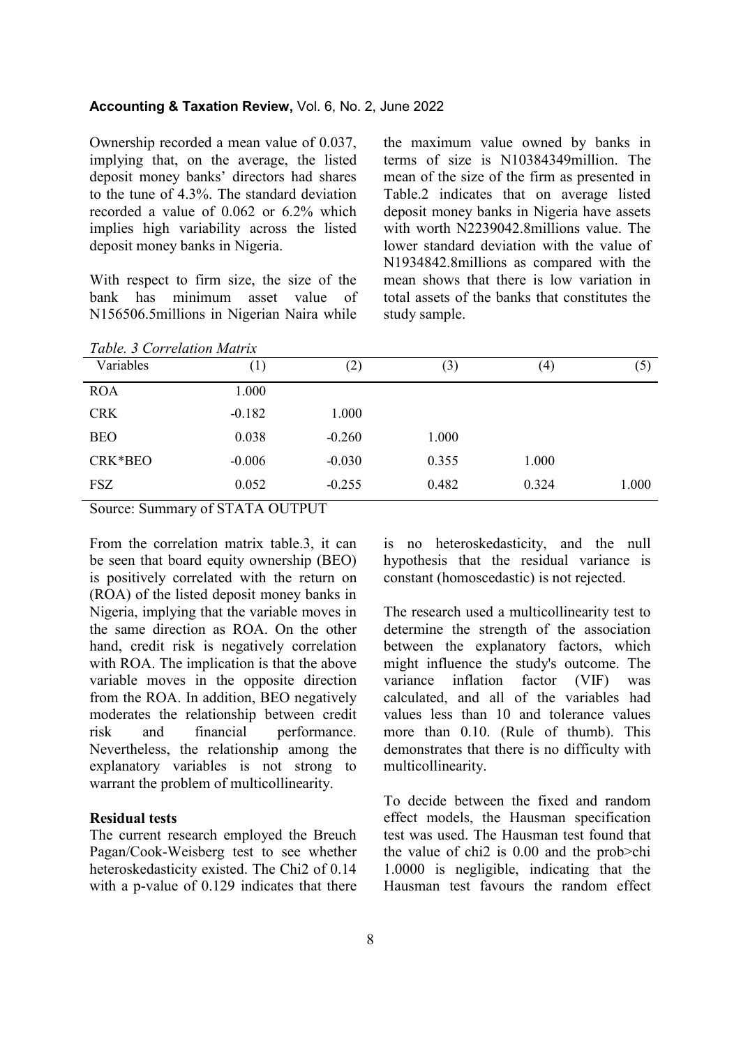Ownership recorded a mean value of 0.037, implying that, on the average, the listed deposit money banks' directors had shares to the tune of 4.3%. The standard deviation recorded a value of 0.062 or 6.2% which implies high variability across the listed deposit money banks in Nigeria.

With respect to firm size, the size of the bank has minimum asset value of N156506.5millions in Nigerian Naira while the maximum value owned by banks in terms of size is N10384349million. The mean of the size of the firm as presented in Table.2 indicates that on average listed deposit money banks in Nigeria have assets with worth N2239042.8millions value. The lower standard deviation with the value of N1934842.8millions as compared with the mean shows that there is low variation in total assets of the banks that constitutes the study sample.

*Table. 3 Correlation Matrix*

| Variables | (1) | (2) | (3) | (4) | (5) |
|---|---|---|---|---|---|
| ROA | 1.000 | | | | |
| CRK | -0.182 | 1.000 | | | |
| BEO | 0.038 | -0.260 | 1.000 | | |
| CRK*BEO | -0.006 | -0.030 | 0.355 | 1.000 | |
| FSZ | 0.052 | -0.255 | 0.482 | 0.324 | 1.000 |

Source: Summary of STATA OUTPUT

From the correlation matrix table.3, it can be seen that board equity ownership (BEO) is positively correlated with the return on (ROA) of the listed deposit money banks in Nigeria, implying that the variable moves in the same direction as ROA. On the other hand, credit risk is negatively correlation with ROA. The implication is that the above variable moves in the opposite direction from the ROA. In addition, BEO negatively moderates the relationship between credit risk and financial performance. Nevertheless, the relationship among the explanatory variables is not strong to warrant the problem of multicollinearity.

**Residual tests**

The current research employed the Breuch Pagan/Cook-Weisberg test to see whether heteroskedasticity existed. The Chi2 of 0.14 with a p-value of 0.129 indicates that there is no heteroskedasticity, and the null hypothesis that the residual variance is constant (homoscedastic) is not rejected.

The research used a multicollinearity test to determine the strength of the association between the explanatory factors, which might influence the study's outcome. The variance inflation factor (VIF) was calculated, and all of the variables had values less than 10 and tolerance values more than 0.10. (Rule of thumb). This demonstrates that there is no difficulty with multicollinearity.

To decide between the fixed and random effect models, the Hausman specification test was used. The Hausman test found that the value of chi2 is 0.00 and the prob>chi 1.0000 is negligible, indicating that the Hausman test favours the random effect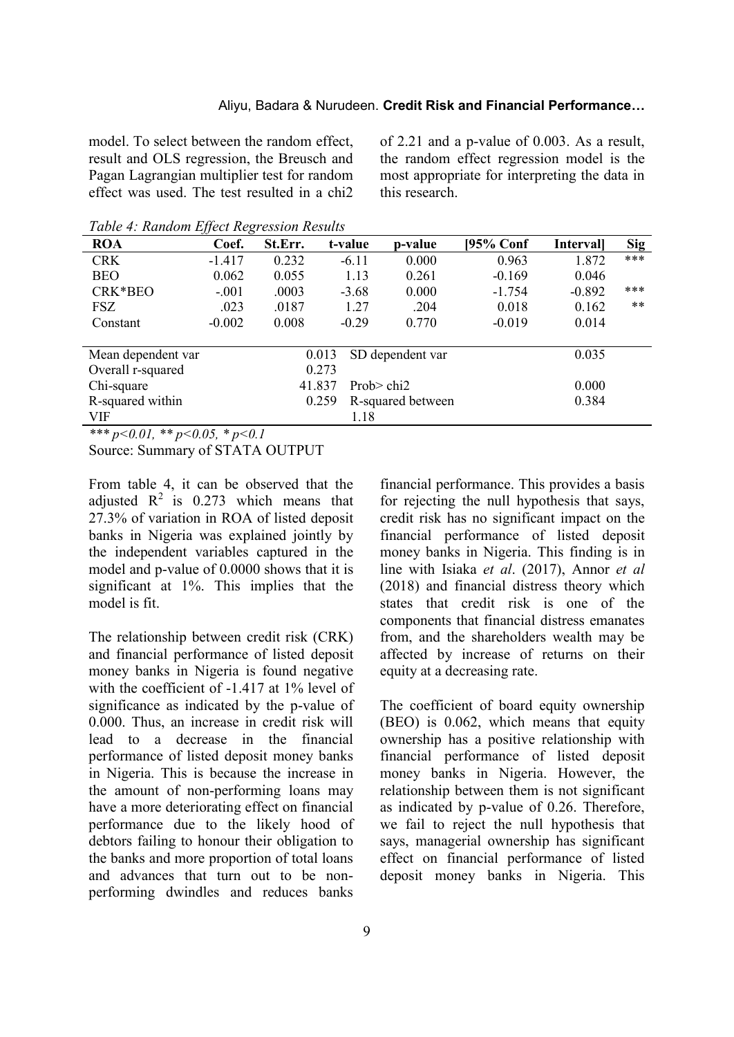model. To select between the random effect, result and OLS regression, the Breusch and Pagan Lagrangian multiplier test for random effect was used. The test resulted in a chi2 of 2.21 and a p-value of 0.003. As a result, the random effect regression model is the most appropriate for interpreting the data in this research.

*Table 4: Random Effect Regression Results*

| ROA | Coef. | St.Err. | t-value | p-value | [95% Conf | Interval] | Sig |
|---|---|---|---|---|---|---|---|
| CRK | -1.417 | 0.232 | -6.11 | 0.000 | 0.963 | 1.872 | *** |
| BEO | 0.062 | 0.055 | 1.13 | 0.261 | -0.169 | 0.046 | |
| CRK*BEO | -.001 | .0003 | -3.68 | 0.000 | -1.754 | -0.892 | *** |
| FSZ | .023 | .0187 | 1.27 | .204 | 0.018 | 0.162 | ** |
| Constant | -0.002 | 0.008 | -0.29 | 0.770 | -0.019 | 0.014 | |

| | | | |
|---|---|---|---|
| Mean dependent var | 0.013 | SD dependent var | 0.035 |
| Overall r-squared | 0.273 | | |
| Chi-square | 41.837 | Prob> chi2 | 0.000 |
| R-squared within | 0.259 | R-squared between | 0.384 |
| VIF | | 1.18 | |

*\*\*\* p<0.01, \*\* p<0.05, \* p<0.1*

Source: Summary of STATA OUTPUT

From table 4, it can be observed that the adjusted $R^2$ is 0.273 which means that 27.3% of variation in ROA of listed deposit banks in Nigeria was explained jointly by the independent variables captured in the model and p-value of 0.0000 shows that it is significant at 1%. This implies that the model is fit.

The relationship between credit risk (CRK) and financial performance of listed deposit money banks in Nigeria is found negative with the coefficient of -1.417 at 1% level of significance as indicated by the p-value of 0.000. Thus, an increase in credit risk will lead to a decrease in the financial performance of listed deposit money banks in Nigeria. This is because the increase in the amount of non-performing loans may have a more deteriorating effect on financial performance due to the likely hood of debtors failing to honour their obligation to the banks and more proportion of total loans and advances that turn out to be non-performing dwindles and reduces banks financial performance. This provides a basis for rejecting the null hypothesis that says, credit risk has no significant impact on the financial performance of listed deposit money banks in Nigeria. This finding is in line with Isiaka *et al*. (2017), Annor *et al* (2018) and financial distress theory which states that credit risk is one of the components that financial distress emanates from, and the shareholders wealth may be affected by increase of returns on their equity at a decreasing rate.

The coefficient of board equity ownership (BEO) is 0.062, which means that equity ownership has a positive relationship with financial performance of listed deposit money banks in Nigeria. However, the relationship between them is not significant as indicated by p-value of 0.26. Therefore, we fail to reject the null hypothesis that says, managerial ownership has significant effect on financial performance of listed deposit money banks in Nigeria. This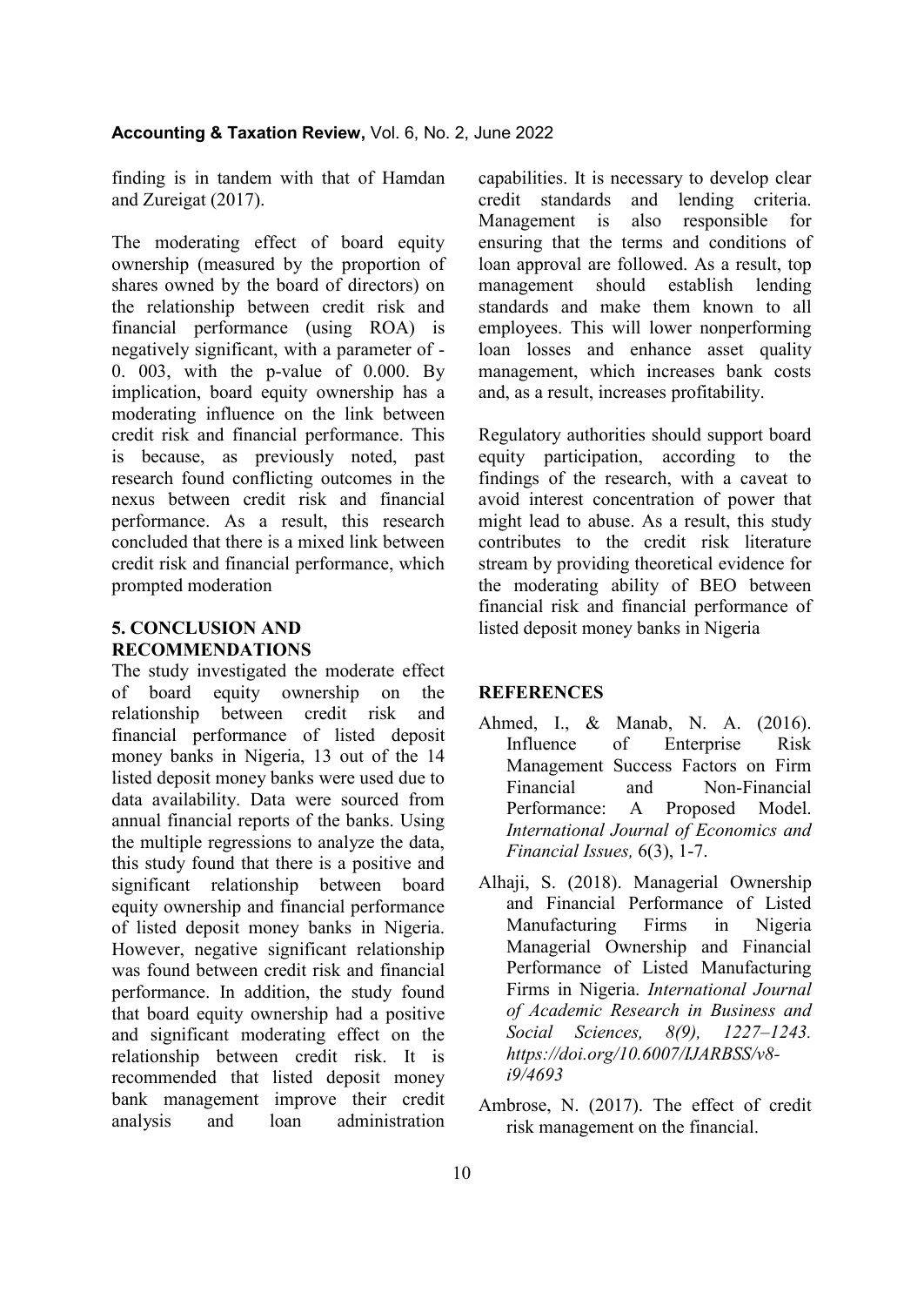finding is in tandem with that of Hamdan and Zureigat (2017).

The moderating effect of board equity ownership (measured by the proportion of shares owned by the board of directors) on the relationship between credit risk and financial performance (using ROA) is negatively significant, with a parameter of -0. 003, with the p-value of 0.000. By implication, board equity ownership has a moderating influence on the link between credit risk and financial performance. This is because, as previously noted, past research found conflicting outcomes in the nexus between credit risk and financial performance. As a result, this research concluded that there is a mixed link between credit risk and financial performance, which prompted moderation

## 5. CONCLUSION AND RECOMMENDATIONS

The study investigated the moderate effect of board equity ownership on the relationship between credit risk and financial performance of listed deposit money banks in Nigeria, 13 out of the 14 listed deposit money banks were used due to data availability. Data were sourced from annual financial reports of the banks. Using the multiple regressions to analyze the data, this study found that there is a positive and significant relationship between board equity ownership and financial performance of listed deposit money banks in Nigeria. However, negative significant relationship was found between credit risk and financial performance. In addition, the study found that board equity ownership had a positive and significant moderating effect on the relationship between credit risk. It is recommended that listed deposit money bank management improve their credit analysis and loan administration capabilities. It is necessary to develop clear credit standards and lending criteria. Management is also responsible for ensuring that the terms and conditions of loan approval are followed. As a result, top management should establish lending standards and make them known to all employees. This will lower nonperforming loan losses and enhance asset quality management, which increases bank costs and, as a result, increases profitability.

Regulatory authorities should support board equity participation, according to the findings of the research, with a caveat to avoid interest concentration of power that might lead to abuse. As a result, this study contributes to the credit risk literature stream by providing theoretical evidence for the moderating ability of BEO between financial risk and financial performance of listed deposit money banks in Nigeria

## REFERENCES

Ahmed, I., & Manab, N. A. (2016). Influence of Enterprise Risk Management Success Factors on Firm Financial and Non-Financial Performance: A Proposed Model. *International Journal of Economics and Financial Issues,* 6(3), 1-7.

Alhaji, S. (2018). Managerial Ownership and Financial Performance of Listed Manufacturing Firms in Nigeria Managerial Ownership and Financial Performance of Listed Manufacturing Firms in Nigeria. *International Journal of Academic Research in Business and Social Sciences, 8(9), 1227–1243. https://doi.org/10.6007/IJARBSS/v8-i9/4693*

Ambrose, N. (2017). The effect of credit risk management on the financial.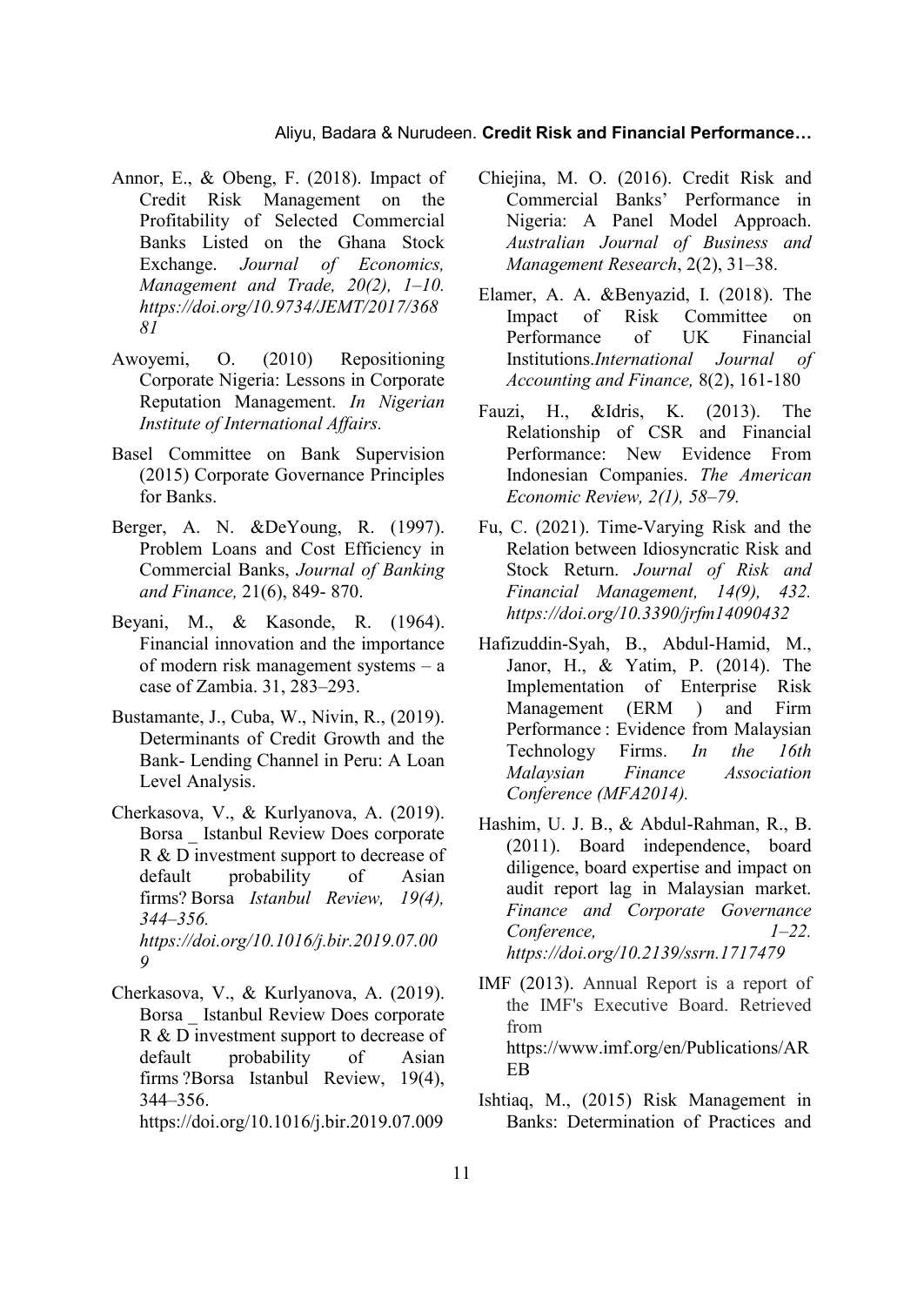Annor, E., & Obeng, F. (2018). Impact of Credit Risk Management on the Profitability of Selected Commercial Banks Listed on the Ghana Stock Exchange. *Journal of Economics, Management and Trade, 20(2), 1–10. https://doi.org/10.9734/JEMT/2017/36881*

Awoyemi, O. (2010) Repositioning Corporate Nigeria: Lessons in Corporate Reputation Management. *In Nigerian Institute of International Affairs.*

Basel Committee on Bank Supervision (2015) Corporate Governance Principles for Banks.

Berger, A. N. &DeYoung, R. (1997). Problem Loans and Cost Efficiency in Commercial Banks, *Journal of Banking and Finance,* 21(6), 849- 870.

Beyani, M., & Kasonde, R. (1964). Financial innovation and the importance of modern risk management systems – a case of Zambia. 31, 283–293.

Bustamante, J., Cuba, W., Nivin, R., (2019). Determinants of Credit Growth and the Bank- Lending Channel in Peru: A Loan Level Analysis.

Cherkasova, V., & Kurlyanova, A. (2019). Borsa _ Istanbul Review Does corporate R & D investment support to decrease of default probability of Asian firms? Borsa *Istanbul Review, 19(4), 344–356. https://doi.org/10.1016/j.bir.2019.07.009*

Cherkasova, V., & Kurlyanova, A. (2019). Borsa _ Istanbul Review Does corporate R & D investment support to decrease of default probability of Asian firms ?Borsa Istanbul Review, 19(4), 344–356. https://doi.org/10.1016/j.bir.2019.07.009

Chiejina, M. O. (2016). Credit Risk and Commercial Banks' Performance in Nigeria: A Panel Model Approach. *Australian Journal of Business and Management Research*, 2(2), 31–38.

Elamer, A. A. &Benyazid, I. (2018). The Impact of Risk Committee on Performance of UK Financial Institutions.*International Journal of Accounting and Finance,* 8(2), 161-180

Fauzi, H., &Idris, K. (2013). The Relationship of CSR and Financial Performance: New Evidence From Indonesian Companies. *The American Economic Review, 2(1), 58–79.*

Fu, C. (2021). Time-Varying Risk and the Relation between Idiosyncratic Risk and Stock Return. *Journal of Risk and Financial Management, 14(9), 432. https://doi.org/10.3390/jrfm14090432*

Hafizuddin-Syah, B., Abdul-Hamid, M., Janor, H., & Yatim, P. (2014). The Implementation of Enterprise Risk Management (ERM ) and Firm Performance : Evidence from Malaysian Technology Firms. *In the 16th Malaysian Finance Association Conference (MFA2014).*

Hashim, U. J. B., & Abdul-Rahman, R., B. (2011). Board independence, board diligence, board expertise and impact on audit report lag in Malaysian market. *Finance and Corporate Governance Conference, 1–22. https://doi.org/10.2139/ssrn.1717479*

IMF (2013). Annual Report is a report of the IMF's Executive Board. Retrieved from https://www.imf.org/en/Publications/AREB

Ishtiaq, M., (2015) Risk Management in Banks: Determination of Practices and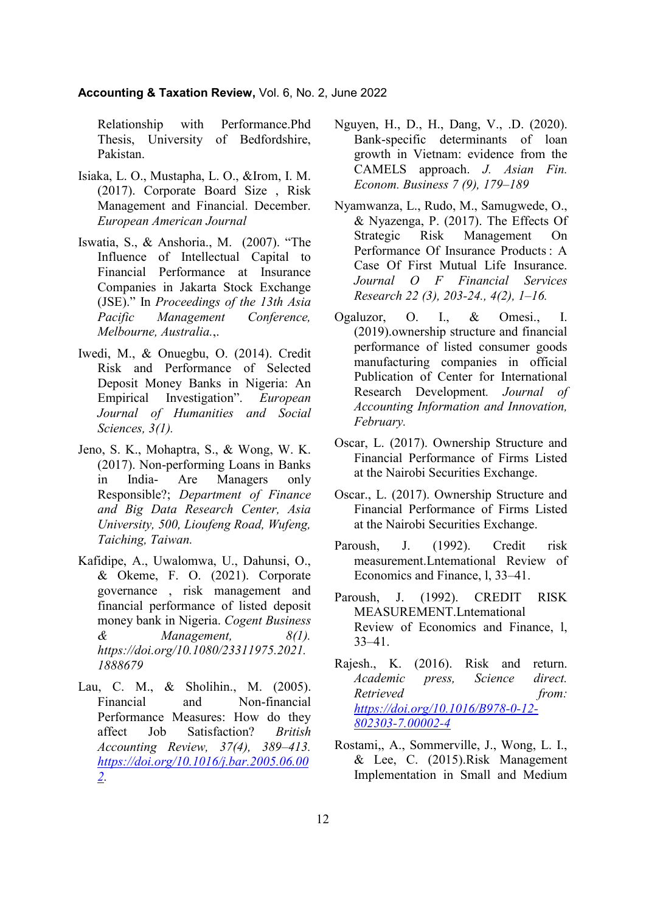Relationship with Performance.Phd Thesis, University of Bedfordshire, Pakistan.

Isiaka, L. O., Mustapha, L. O., &Irom, I. M. (2017). Corporate Board Size , Risk Management and Financial. December. *European American Journal*

Iswatia, S., & Anshoria., M. (2007). "The Influence of Intellectual Capital to Financial Performance at Insurance Companies in Jakarta Stock Exchange (JSE)." In *Proceedings of the 13th Asia Pacific Management Conference, Melbourne, Australia.,.*

Iwedi, M., & Onuegbu, O. (2014). Credit Risk and Performance of Selected Deposit Money Banks in Nigeria: An Empirical Investigation". *European Journal of Humanities and Social Sciences, 3(1).*

Jeno, S. K., Mohaptra, S., & Wong, W. K. (2017). Non-performing Loans in Banks in India- Are Managers only Responsible?; *Department of Finance and Big Data Research Center, Asia University, 500, Lioufeng Road, Wufeng, Taiching, Taiwan.*

Kafidipe, A., Uwalomwa, U., Dahunsi, O., & Okeme, F. O. (2021). Corporate governance , risk management and financial performance of listed deposit money bank in Nigeria. *Cogent Business & Management, 8(1). https://doi.org/10.1080/23311975.2021.1888679*

Lau, C. M., & Sholihin., M. (2005). Financial and Non-financial Performance Measures: How do they affect Job Satisfaction? *British Accounting Review, 37(4), 389–413.* https://doi.org/10.1016/j.bar.2005.06.002.

Nguyen, H., D., H., Dang, V., .D. (2020). Bank-specific determinants of loan growth in Vietnam: evidence from the CAMELS approach. *J. Asian Fin. Econom. Business 7 (9), 179–189*

Nyamwanza, L., Rudo, M., Samugwede, O., & Nyazenga, P. (2017). The Effects Of Strategic Risk Management On Performance Of Insurance Products : A Case Of First Mutual Life Insurance. *Journal O F Financial Services Research 22 (3), 203-24., 4(2), 1–16.*

Ogaluzor, O. I., & Omesi., I. (2019).ownership structure and financial performance of listed consumer goods manufacturing companies in official Publication of Center for International Research Development. *Journal of Accounting Information and Innovation, February.*

Oscar, L. (2017). Ownership Structure and Financial Performance of Firms Listed at the Nairobi Securities Exchange.

Oscar., L. (2017). Ownership Structure and Financial Performance of Firms Listed at the Nairobi Securities Exchange.

Paroush, J. (1992). Credit risk measurement.Lnternational Review of Economics and Finance, l, 33–41.

Paroush, J. (1992). CREDIT RISK MEASUREMENT.Lnternational Review of Economics and Finance, l, 33–41.

Rajesh., K. (2016). Risk and return. *Academic press, Science direct. Retrieved from:* https://doi.org/10.1016/B978-0-12-802303-7.00002-4

Rostami,, A., Sommerville, J., Wong, L. I., & Lee, C. (2015).Risk Management Implementation in Small and Medium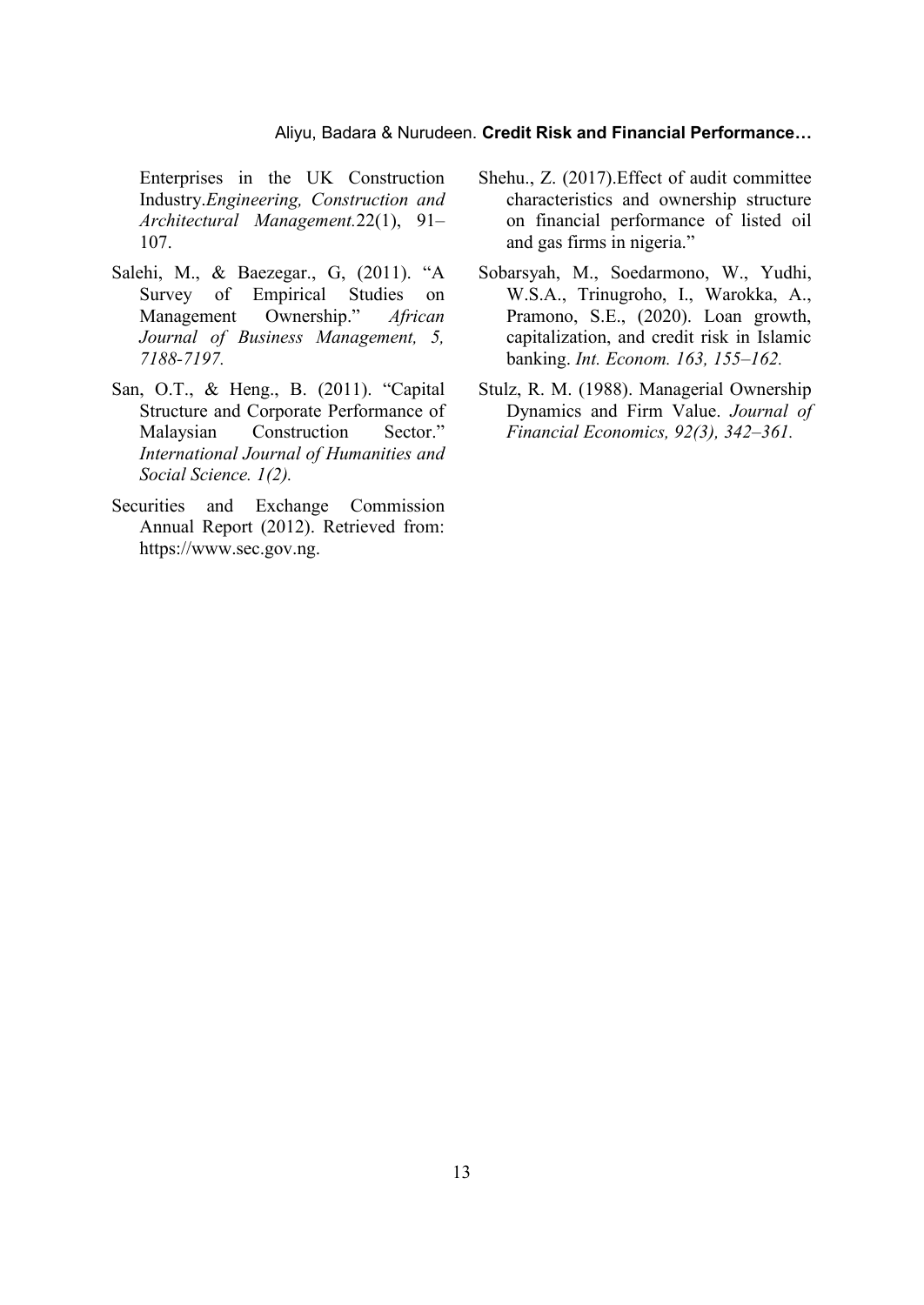Enterprises in the UK Construction Industry.*Engineering, Construction and Architectural Management.*22(1), 91–107.

Salehi, M., & Baezegar., G, (2011). "A Survey of Empirical Studies on Management Ownership." *African Journal of Business Management, 5, 7188-7197.*

San, O.T., & Heng., B. (2011). "Capital Structure and Corporate Performance of Malaysian Construction Sector." *International Journal of Humanities and Social Science. 1(2).*

Securities and Exchange Commission Annual Report (2012). Retrieved from: https://www.sec.gov.ng.

Shehu., Z. (2017).Effect of audit committee characteristics and ownership structure on financial performance of listed oil and gas firms in nigeria."

Sobarsyah, M., Soedarmono, W., Yudhi, W.S.A., Trinugroho, I., Warokka, A., Pramono, S.E., (2020). Loan growth, capitalization, and credit risk in Islamic banking. *Int. Econom. 163, 155–162.*

Stulz, R. M. (1988). Managerial Ownership Dynamics and Firm Value. *Journal of Financial Economics, 92(3), 342–361.*